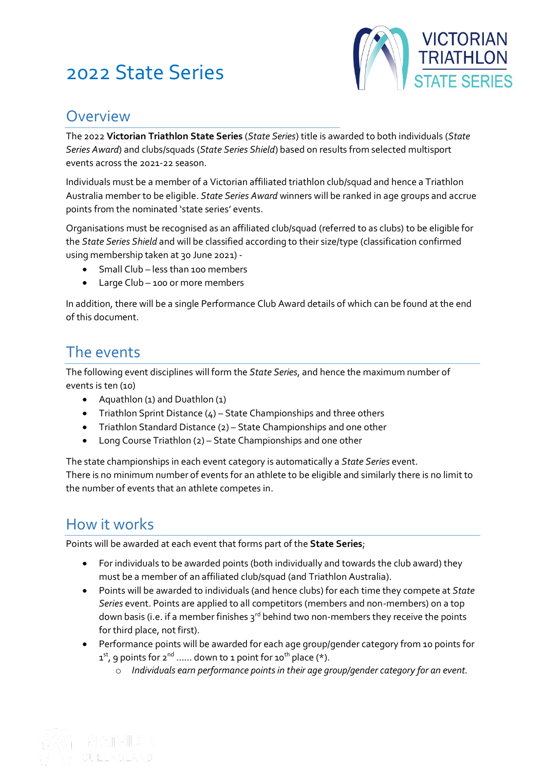# 2022 State Series

## Overview

The 2022 **Victorian Triathlon State Series** (*State Series*) title is awarded to both individuals (*State Series Award*) and clubs/squads (*State Series Shield*) based on results from selected multisport events across the 2021-22 season.

Individuals must be a member of a Victorian affiliated triathlon club/squad and hence a Triathlon Australia member to be eligible. *State Series Award* winners will be ranked in age groups and accrue points from the nominated 'state series' events.

Organisations must be recognised as an affiliated club/squad (referred to as clubs) to be eligible for the *State Series Shield* and will be classified according to their size/type (classification confirmed using membership taken at 30 June 2021) -

- Small Club – less than 100 members
- Large Club – 100 or more members

In addition, there will be a single Performance Club Award details of which can be found at the end of this document.

## The events

The following event disciplines will form the *State Series*, and hence the maximum number of events is ten (10)

- Aquathlon (1) and Duathlon (1)
- Triathlon Sprint Distance (4) – State Championships and three others
- Triathlon Standard Distance (2) – State Championships and one other
- Long Course Triathlon (2) – State Championships and one other

The state championships in each event category is automatically a *State Series* event.
There is no minimum number of events for an athlete to be eligible and similarly there is no limit to the number of events that an athlete competes in.

## How it works

Points will be awarded at each event that forms part of the **State Series**;

- For individuals to be awarded points (both individually and towards the club award) they must be a member of an affiliated club/squad (and Triathlon Australia).
- Points will be awarded to individuals (and hence clubs) for each time they compete at *State Series* event. Points are applied to all competitors (members and non-members) on a top down basis (i.e. if a member finishes 3rd behind two non-members they receive the points for third place, not first).
- Performance points will be awarded for each age group/gender category from 10 points for 1st, 9 points for 2nd ...... down to 1 point for 10th place (*).
  - *Individuals earn performance points in their age group/gender category for an event.*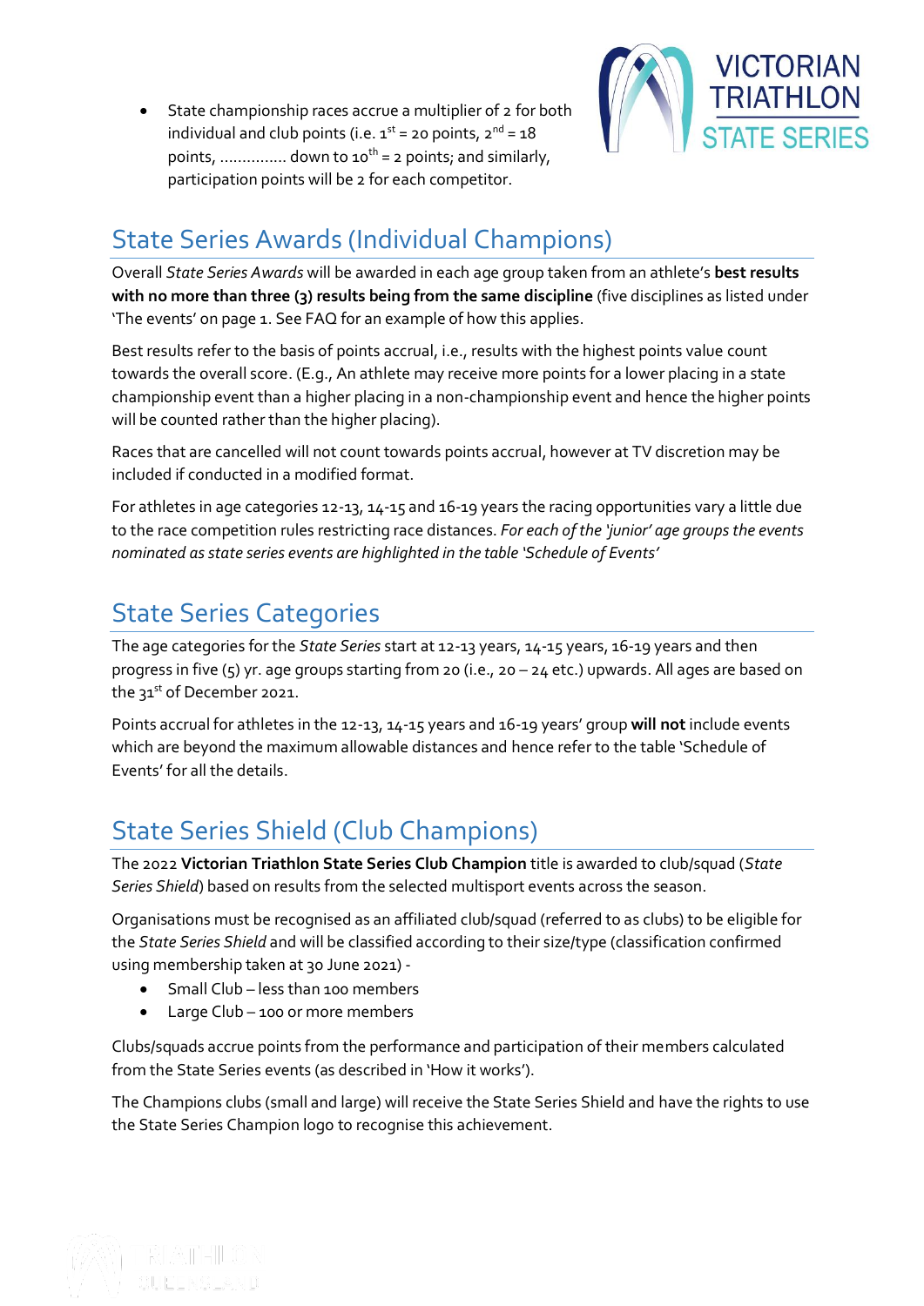- State championship races accrue a multiplier of 2 for both individual and club points (i.e. 1st = 20 points, 2nd = 18 points, .............. down to 10th = 2 points; and similarly, participation points will be 2 for each competitor.

## State Series Awards (Individual Champions)

Overall *State Series Awards* will be awarded in each age group taken from an athlete's **best results with no more than three (3) results being from the same discipline** (five disciplines as listed under 'The events' on page 1. See FAQ for an example of how this applies.

Best results refer to the basis of points accrual, i.e., results with the highest points value count towards the overall score. (E.g., An athlete may receive more points for a lower placing in a state championship event than a higher placing in a non-championship event and hence the higher points will be counted rather than the higher placing).

Races that are cancelled will not count towards points accrual, however at TV discretion may be included if conducted in a modified format.

For athletes in age categories 12-13, 14-15 and 16-19 years the racing opportunities vary a little due to the race competition rules restricting race distances. *For each of the 'junior' age groups the events nominated as state series events are highlighted in the table 'Schedule of Events'*

## State Series Categories

The age categories for the *State Series* start at 12-13 years, 14-15 years, 16-19 years and then progress in five (5) yr. age groups starting from 20 (i.e., 20 – 24 etc.) upwards. All ages are based on the 31st of December 2021.

Points accrual for athletes in the 12-13, 14-15 years and 16-19 years' group **will not** include events which are beyond the maximum allowable distances and hence refer to the table 'Schedule of Events' for all the details.

## State Series Shield (Club Champions)

The 2022 **Victorian Triathlon State Series Club Champion** title is awarded to club/squad (*State Series Shield*) based on results from the selected multisport events across the season.

Organisations must be recognised as an affiliated club/squad (referred to as clubs) to be eligible for the *State Series Shield* and will be classified according to their size/type (classification confirmed using membership taken at 30 June 2021) -

- Small Club – less than 100 members
- Large Club – 100 or more members

Clubs/squads accrue points from the performance and participation of their members calculated from the State Series events (as described in 'How it works').

The Champions clubs (small and large) will receive the State Series Shield and have the rights to use the State Series Champion logo to recognise this achievement.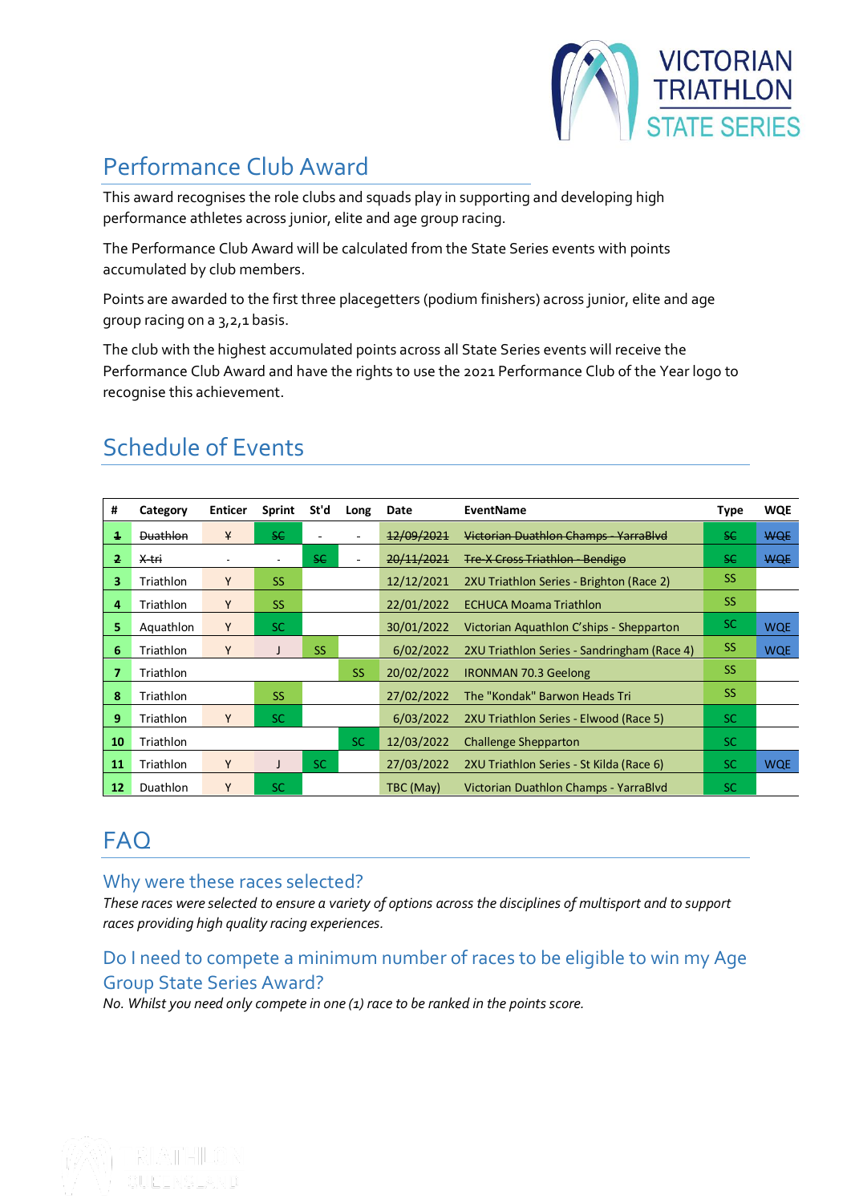## Performance Club Award

This award recognises the role clubs and squads play in supporting and developing high performance athletes across junior, elite and age group racing.

The Performance Club Award will be calculated from the State Series events with points accumulated by club members.

Points are awarded to the first three placegetters (podium finishers) across junior, elite and age group racing on a 3,2,1 basis.

The club with the highest accumulated points across all State Series events will receive the Performance Club Award and have the rights to use the 2021 Performance Club of the Year logo to recognise this achievement.

## Schedule of Events

| # | Category | Enticer | Sprint | St'd | Long | Date | EventName | Type | WQE |
|---|---|---|---|---|---|---|---|---|---|
| ~~1~~ | ~~Duathlon~~ | ~~Y~~ | ~~SC~~ | - | - | ~~12/09/2021~~ | ~~Victorian Duathlon Champs - YarraBlvd~~ | ~~SC~~ | ~~WQE~~ |
| ~~2~~ | ~~X-tri~~ | - | - | ~~SC~~ | - | ~~20/11/2021~~ | ~~Tre-X Cross Triathlon - Bendigo~~ | ~~SC~~ | ~~WQE~~ |
| 3 | Triathlon | Y | SS | | | 12/12/2021 | 2XU Triathlon Series - Brighton (Race 2) | SS | |
| 4 | Triathlon | Y | SS | | | 22/01/2022 | ECHUCA Moama Triathlon | SS | |
| 5 | Aquathlon | Y | SC | | | 30/01/2022 | Victorian Aquathlon C'ships - Shepparton | SC | WQE |
| 6 | Triathlon | Y | J | SS | | 6/02/2022 | 2XU Triathlon Series - Sandringham (Race 4) | SS | WQE |
| 7 | Triathlon | | | | SS | 20/02/2022 | IRONMAN 70.3 Geelong | SS | |
| 8 | Triathlon | | SS | | | 27/02/2022 | The "Kondak" Barwon Heads Tri | SS | |
| 9 | Triathlon | Y | SC | | | 6/03/2022 | 2XU Triathlon Series - Elwood (Race 5) | SC | |
| 10 | Triathlon | | | | SC | 12/03/2022 | Challenge Shepparton | SC | |
| 11 | Triathlon | Y | J | SC | | 27/03/2022 | 2XU Triathlon Series - St Kilda (Race 6) | SC | WQE |
| 12 | Duathlon | Y | SC | | | TBC (May) | Victorian Duathlon Champs - YarraBlvd | SC | |

## FAQ

### Why were these races selected?

*These races were selected to ensure a variety of options across the disciplines of multisport and to support races providing high quality racing experiences.*

### Do I need to compete a minimum number of races to be eligible to win my Age Group State Series Award?

*No. Whilst you need only compete in one (1) race to be ranked in the points score.*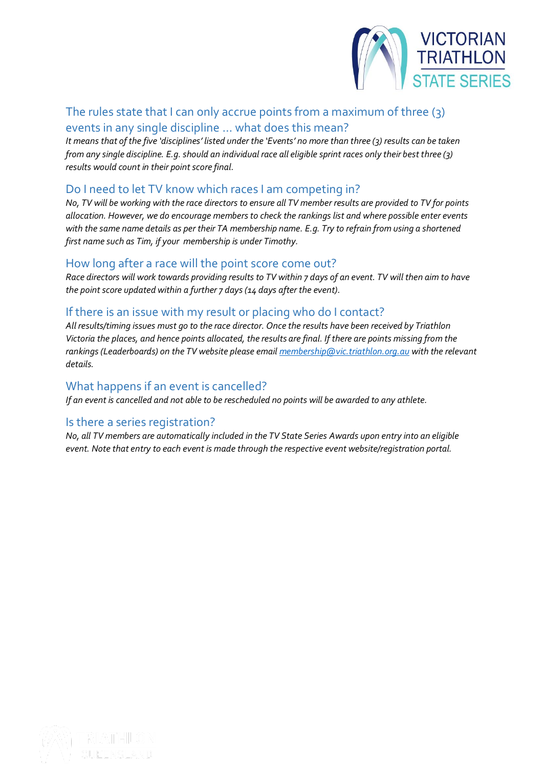## The rules state that I can only accrue points from a maximum of three (3) events in any single discipline … what does this mean?

*It means that of the five 'disciplines' listed under the 'Events' no more than three (3) results can be taken from any single discipline. E.g. should an individual race all eligible sprint races only their best three (3) results would count in their point score final.*

## Do I need to let TV know which races I am competing in?

*No, TV will be working with the race directors to ensure all TV member results are provided to TV for points allocation. However, we do encourage members to check the rankings list and where possible enter events with the same name details as per their TA membership name. E.g. Try to refrain from using a shortened first name such as Tim, if your membership is under Timothy.*

## How long after a race will the point score come out?

*Race directors will work towards providing results to TV within 7 days of an event. TV will then aim to have the point score updated within a further 7 days (14 days after the event).*

## If there is an issue with my result or placing who do I contact?

*All results/timing issues must go to the race director. Once the results have been received by Triathlon Victoria the places, and hence points allocated, the results are final. If there are points missing from the rankings (Leaderboards) on the TV website please email [membership@vic.triathlon.org.au](mailto:membership@vic.triathlon.org.au) with the relevant details.*

## What happens if an event is cancelled?

*If an event is cancelled and not able to be rescheduled no points will be awarded to any athlete.*

## Is there a series registration?

*No, all TV members are automatically included in the TV State Series Awards upon entry into an eligible event. Note that entry to each event is made through the respective event website/registration portal.*